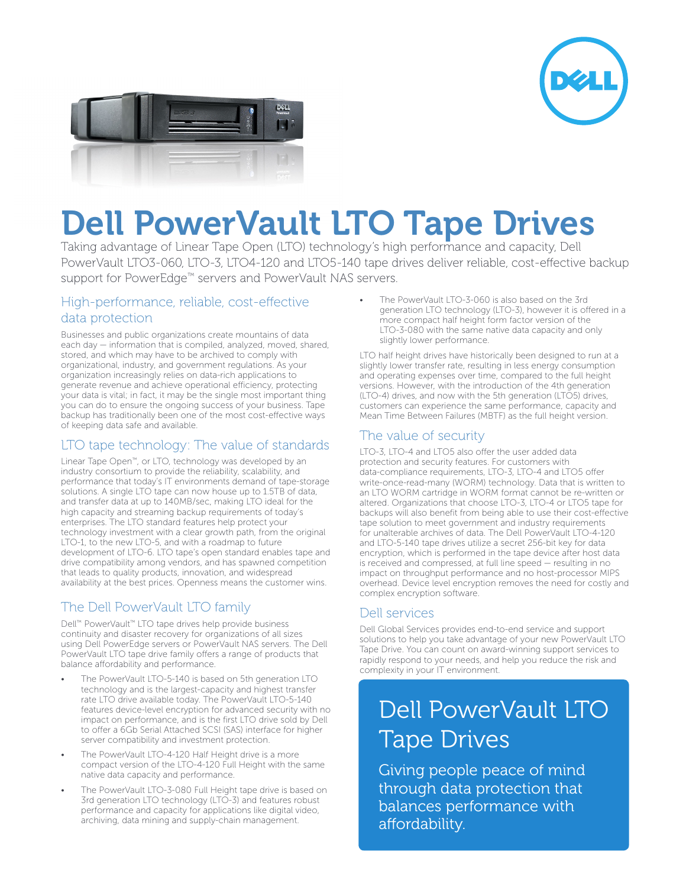# Dell PowerVault LTO Tape Drives

Taking advantage of Linear Tape Open (LTO) technology's high performance and capacity, Dell PowerVault LTO3-060, LTO-3, LTO4-120 and LTO5-140 tape drives deliver reliable, cost-effective backup support for PowerEdge™ servers and PowerVault NAS servers.

## High-performance, reliable, cost-effective data protection

Businesses and public organizations create mountains of data each day — information that is compiled, analyzed, moved, shared, stored, and which may have to be archived to comply with organizational, industry, and government regulations. As your organization increasingly relies on data-rich applications to generate revenue and achieve operational efficiency, protecting your data is vital; in fact, it may be the single most important thing you can do to ensure the ongoing success of your business. Tape backup has traditionally been one of the most cost-effective ways of keeping data safe and available.

## LTO tape technology: The value of standards

Linear Tape Open™, or LTO, technology was developed by an industry consortium to provide the reliability, scalability, and performance that today's IT environments demand of tape-storage solutions. A single LTO tape can now house up to 1.5TB of data, and transfer data at up to 140MB/sec, making LTO ideal for the high capacity and streaming backup requirements of today's enterprises. The LTO standard features help protect your technology investment with a clear growth path, from the original LTO-1, to the new LTO-5, and with a roadmap to future development of LTO-6. LTO tape's open standard enables tape and drive compatibility among vendors, and has spawned competition that leads to quality products, innovation, and widespread availability at the best prices. Openness means the customer wins.

## The Dell PowerVault LTO family

Dell™ PowerVault™ LTO tape drives help provide business continuity and disaster recovery for organizations of all sizes using Dell PowerEdge servers or PowerVault NAS servers. The Dell PowerVault LTO tape drive family offers a range of products that balance affordability and performance.

- The PowerVault LTO-5-140 is based on 5th generation LTO technology and is the largest-capacity and highest transfer rate LTO drive available today. The PowerVault LTO-5-140 features device-level encryption for advanced security with no impact on performance, and is the first LTO drive sold by Dell to offer a 6Gb Serial Attached SCSI (SAS) interface for higher server compatibility and investment protection.
- The PowerVault LTO-4-120 Half Height drive is a more compact version of the LTO-4-120 Full Height with the same native data capacity and performance.
- The PowerVault LTO-3-080 Full Height tape drive is based on 3rd generation LTO technology (LTO-3) and features robust performance and capacity for applications like digital video, archiving, data mining and supply-chain management.
- The PowerVault LTO-3-060 is also based on the 3rd generation LTO technology (LTO-3), however it is offered in a more compact half height form factor version of the LTO-3-080 with the same native data capacity and only slightly lower performance.

LTO half height drives have historically been designed to run at a slightly lower transfer rate, resulting in less energy consumption and operating expenses over time, compared to the full height versions. However, with the introduction of the 4th generation (LTO-4) drives, and now with the 5th generation (LTO5) drives, customers can experience the same performance, capacity and Mean Time Between Failures (MBTF) as the full height version.

## The value of security

LTO-3, LTO-4 and LTO5 also offer the user added data protection and security features. For customers with data-compliance requirements, LTO-3, LTO-4 and LTO5 offer write-once-read-many (WORM) technology. Data that is written to an LTO WORM cartridge in WORM format cannot be re-written or altered. Organizations that choose LTO-3, LTO-4 or LTO5 tape for backups will also benefit from being able to use their cost-effective tape solution to meet government and industry requirements for unalterable archives of data. The Dell PowerVault LTO-4-120 and LTO-5-140 tape drives utilize a secret 256-bit key for data encryption, which is performed in the tape device after host data is received and compressed, at full line speed — resulting in no impact on throughput performance and no host-processor MIPS overhead. Device level encryption removes the need for costly and complex encryption software.

## Dell services

Dell Global Services provides end-to-end service and support solutions to help you take advantage of your new PowerVault LTO Tape Drive. You can count on award-winning support services to rapidly respond to your needs, and help you reduce the risk and complexity in your IT environment.

## Dell PowerVault LTO Tape Drives

Giving people peace of mind through data protection that balances performance with affordability.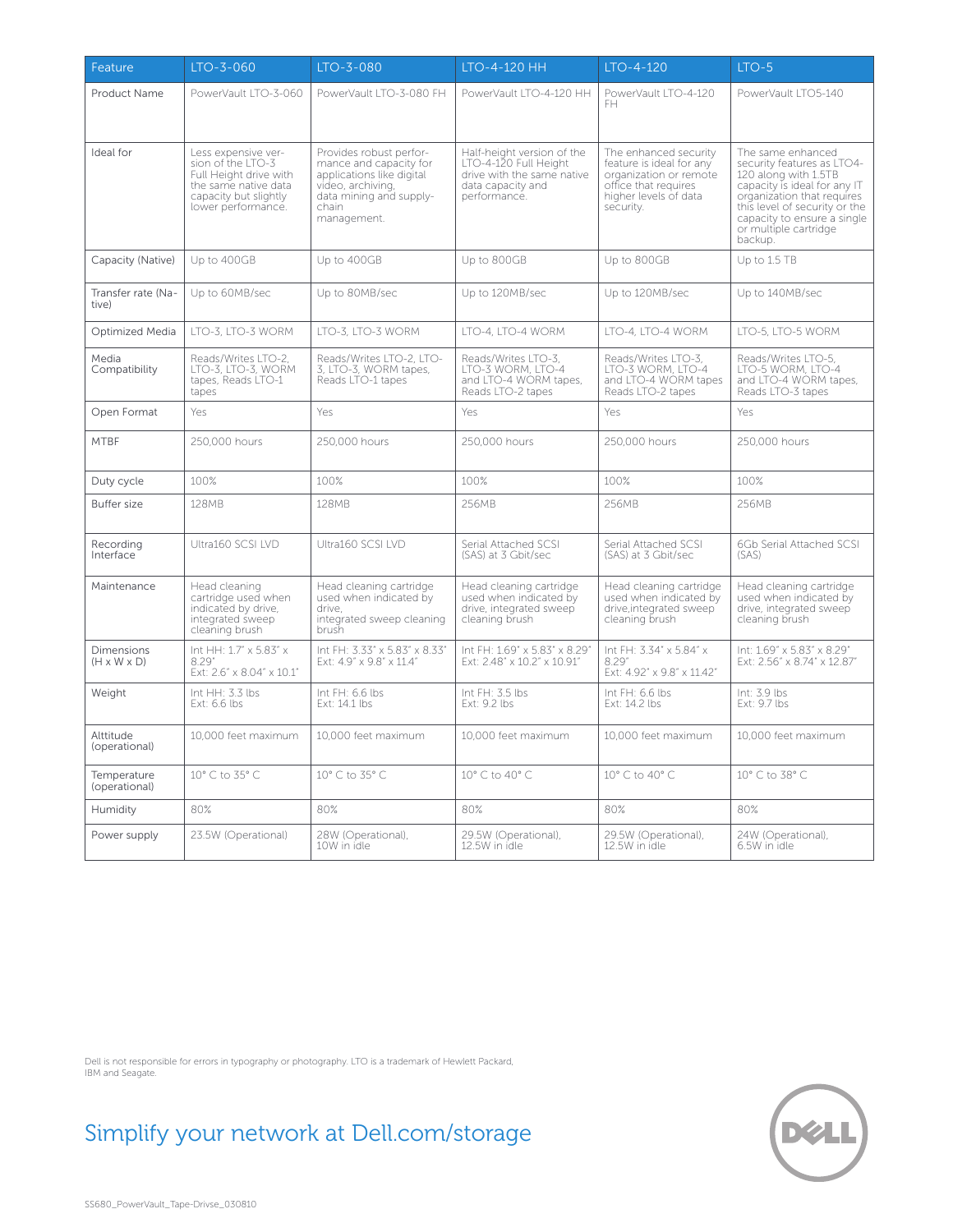| Feature | LTO-3-060 | LTO-3-080 | LTO-4-120 HH | LTO-4-120 | LTO-5 |
|---|---|---|---|---|---|
| Product Name | PowerVault LTO-3-060 | PowerVault LTO-3-080 FH | PowerVault LTO-4-120 HH | PowerVault LTO-4-120 FH | PowerVault LTO5-140 |
| Ideal for | Less expensive version of the LTO-3 Full Height drive with the same native data capacity but slightly lower performance. | Provides robust performance and capacity for applications like digital video, archiving, data mining and supply-chain management. | Half-height version of the LTO-4-120 Full Height drive with the same native data capacity and performance. | The enhanced security feature is ideal for any organization or remote office that requires higher levels of data security. | The same enhanced security features as LTO4-120 along with 1.5TB capacity is ideal for any IT organization that requires this level of security or the capacity to ensure a single or multiple cartridge backup. |
| Capacity (Native) | Up to 400GB | Up to 400GB | Up to 800GB | Up to 800GB | Up to 1.5 TB |
| Transfer rate (Native) | Up to 60MB/sec | Up to 80MB/sec | Up to 120MB/sec | Up to 120MB/sec | Up to 140MB/sec |
| Optimized Media | LTO-3, LTO-3 WORM | LTO-3, LTO-3 WORM | LTO-4, LTO-4 WORM | LTO-4, LTO-4 WORM | LTO-5, LTO-5 WORM |
| Media Compatibility | Reads/Writes LTO-2, LTO-3, LTO-3, WORM tapes, Reads LTO-1 tapes | Reads/Writes LTO-2, LTO-3, LTO-3, WORM tapes, Reads LTO-1 tapes | Reads/Writes LTO-3, LTO-3 WORM, LTO-4 and LTO-4 WORM tapes, Reads LTO-2 tapes | Reads/Writes LTO-3, LTO-3 WORM, LTO-4 and LTO-4 WORM tapes Reads LTO-2 tapes | Reads/Writes LTO-5, LTO-5 WORM, LTO-4 and LTO-4 WORM tapes, Reads LTO-3 tapes |
| Open Format | Yes | Yes | Yes | Yes | Yes |
| MTBF | 250,000 hours | 250,000 hours | 250,000 hours | 250,000 hours | 250,000 hours |
| Duty cycle | 100% | 100% | 100% | 100% | 100% |
| Buffer size | 128MB | 128MB | 256MB | 256MB | 256MB |
| Recording Interface | Ultra160 SCSI LVD | Ultra160 SCSI LVD | Serial Attached SCSI (SAS) at 3 Gbit/sec | Serial Attached SCSI (SAS) at 3 Gbit/sec | 6Gb Serial Attached SCSI (SAS) |
| Maintenance | Head cleaning cartridge used when indicated by drive, integrated sweep cleaning brush | Head cleaning cartridge used when indicated by drive, integrated sweep cleaning brush | Head cleaning cartridge used when indicated by drive, integrated sweep cleaning brush | Head cleaning cartridge used when indicated by drive,integrated sweep cleaning brush | Head cleaning cartridge used when indicated by drive, integrated sweep cleaning brush |
| Dimensions (H x W x D) | Int HH: 1.7" x 5.83" x 8.29" Ext: 2.6" x 8.04" x 10.1" | Int FH: 3.33" x 5.83" x 8.33" Ext: 4.9" x 9.8" x 11.4" | Int FH: 1.69" x 5.83" x 8.29" Ext: 2.48" x 10.2" x 10.91" | Int FH: 3.34" x 5.84" x 8.29" Ext: 4.92" x 9.8" x 11.42" | Int: 1.69" x 5.83" x 8.29" Ext: 2.56" x 8.74" x 12.87" |
| Weight | Int HH: 3.3 lbs Ext: 6.6 lbs | Int FH: 6.6 lbs Ext: 14.1 lbs | Int FH: 3.5 lbs Ext: 9.2 lbs | Int FH: 6.6 lbs Ext: 14.2 lbs | Int: 3.9 lbs Ext: 9.7 lbs |
| Alttitude (operational) | 10,000 feet maximum | 10,000 feet maximum | 10,000 feet maximum | 10,000 feet maximum | 10,000 feet maximum |
| Temperature (operational) | 10° C to 35° C | 10° C to 35° C | 10° C to 40° C | 10° C to 40° C | 10° C to 38° C |
| Humidity | 80% | 80% | 80% | 80% | 80% |
| Power supply | 23.5W (Operational) | 28W (Operational), 10W in idle | 29.5W (Operational), 12.5W in idle | 29.5W (Operational), 12.5W in idle | 24W (Operational), 6.5W in idle |

Dell is not responsible for errors in typography or photography. LTO is a trademark of Hewlett Packard, IBM and Seagate.

Simplify your network at Dell.com/storage

SS680_PowerVault_Tape-Drivse_030810